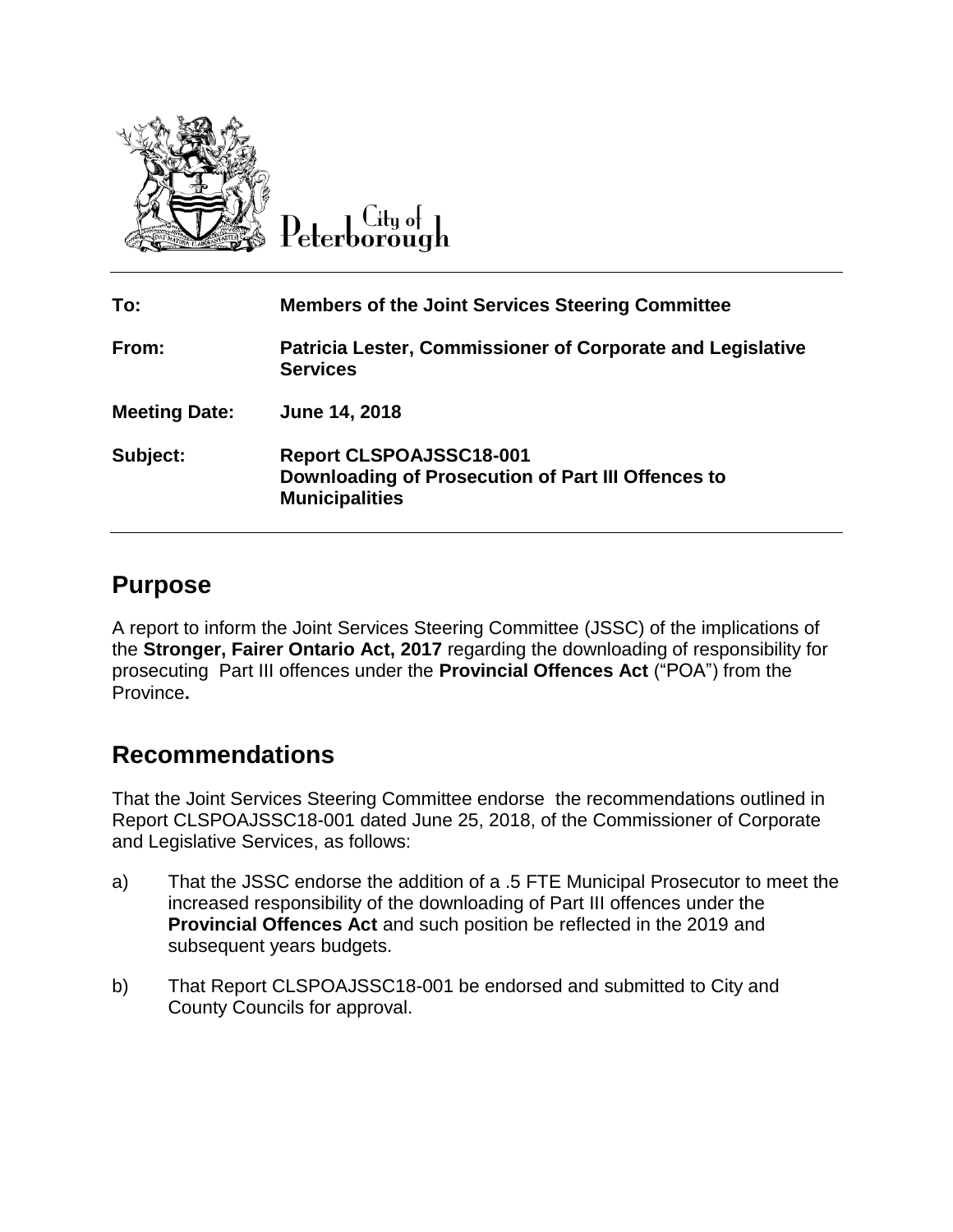City of Peterborough

| | |
|---|---|
| **To:** | **Members of the Joint Services Steering Committee** |
| **From:** | **Patricia Lester, Commissioner of Corporate and Legislative Services** |
| **Meeting Date:** | **June 14, 2018** |
| **Subject:** | **Report CLSPOAJSSC18-001 Downloading of Prosecution of Part III Offences to Municipalities** |

## Purpose

A report to inform the Joint Services Steering Committee (JSSC) of the implications of the **Stronger, Fairer Ontario Act, 2017** regarding the downloading of responsibility for prosecuting Part III offences under the **Provincial Offences Act** ("POA") from the Province**.**

## Recommendations

That the Joint Services Steering Committee endorse the recommendations outlined in Report CLSPOAJSSC18-001 dated June 25, 2018, of the Commissioner of Corporate and Legislative Services, as follows:

a) That the JSSC endorse the addition of a .5 FTE Municipal Prosecutor to meet the increased responsibility of the downloading of Part III offences under the **Provincial Offences Act** and such position be reflected in the 2019 and subsequent years budgets.

b) That Report CLSPOAJSSC18-001 be endorsed and submitted to City and County Councils for approval.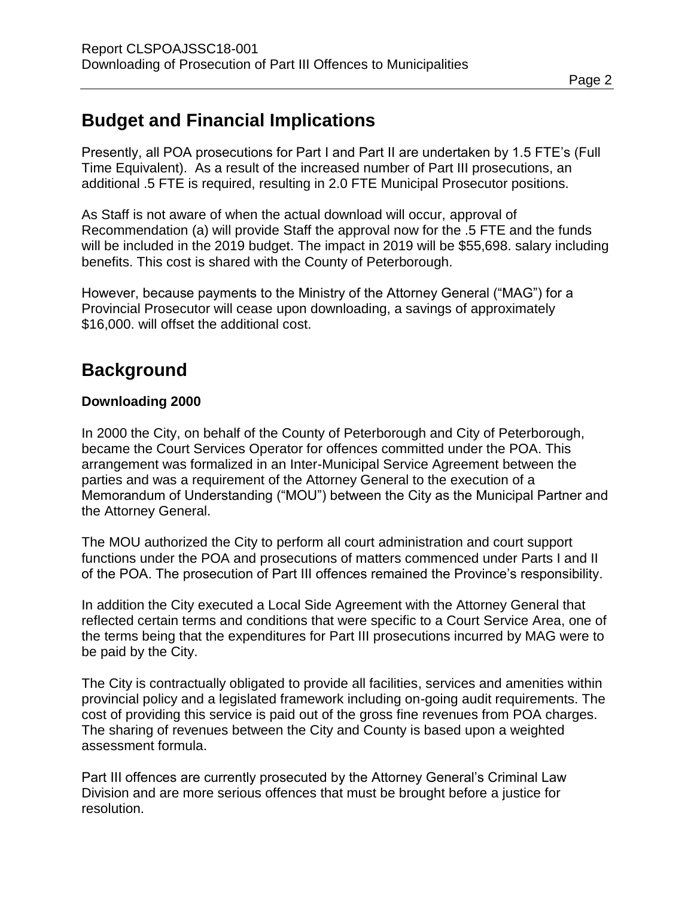## Budget and Financial Implications

Presently, all POA prosecutions for Part I and Part II are undertaken by 1.5 FTE's (Full Time Equivalent). As a result of the increased number of Part III prosecutions, an additional .5 FTE is required, resulting in 2.0 FTE Municipal Prosecutor positions.

As Staff is not aware of when the actual download will occur, approval of Recommendation (a) will provide Staff the approval now for the .5 FTE and the funds will be included in the 2019 budget. The impact in 2019 will be $55,698. salary including benefits. This cost is shared with the County of Peterborough.

However, because payments to the Ministry of the Attorney General ("MAG") for a Provincial Prosecutor will cease upon downloading, a savings of approximately $16,000. will offset the additional cost.

## Background

### Downloading 2000

In 2000 the City, on behalf of the County of Peterborough and City of Peterborough, became the Court Services Operator for offences committed under the POA. This arrangement was formalized in an Inter-Municipal Service Agreement between the parties and was a requirement of the Attorney General to the execution of a Memorandum of Understanding ("MOU") between the City as the Municipal Partner and the Attorney General.

The MOU authorized the City to perform all court administration and court support functions under the POA and prosecutions of matters commenced under Parts I and II of the POA. The prosecution of Part III offences remained the Province's responsibility.

In addition the City executed a Local Side Agreement with the Attorney General that reflected certain terms and conditions that were specific to a Court Service Area, one of the terms being that the expenditures for Part III prosecutions incurred by MAG were to be paid by the City.

The City is contractually obligated to provide all facilities, services and amenities within provincial policy and a legislated framework including on-going audit requirements. The cost of providing this service is paid out of the gross fine revenues from POA charges. The sharing of revenues between the City and County is based upon a weighted assessment formula.

Part III offences are currently prosecuted by the Attorney General's Criminal Law Division and are more serious offences that must be brought before a justice for resolution.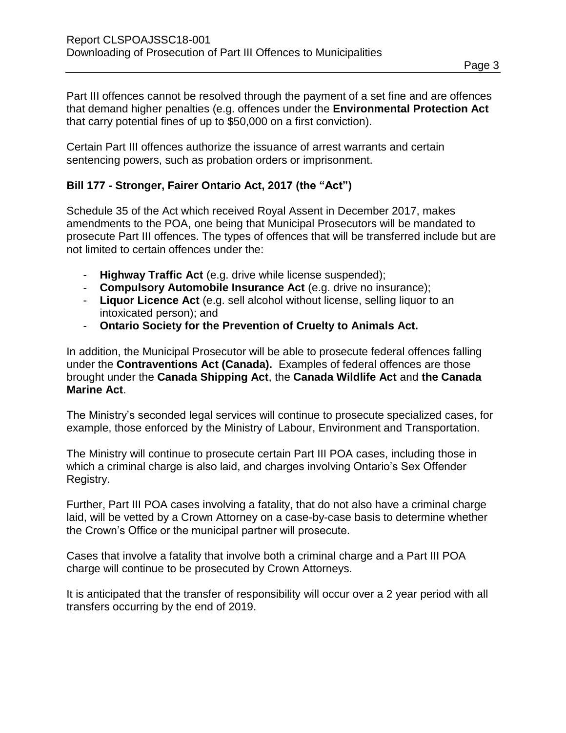Part III offences cannot be resolved through the payment of a set fine and are offences that demand higher penalties (e.g. offences under the **Environmental Protection Act** that carry potential fines of up to $50,000 on a first conviction).

Certain Part III offences authorize the issuance of arrest warrants and certain sentencing powers, such as probation orders or imprisonment.

**Bill 177 - Stronger, Fairer Ontario Act, 2017 (the "Act")**

Schedule 35 of the Act which received Royal Assent in December 2017, makes amendments to the POA, one being that Municipal Prosecutors will be mandated to prosecute Part III offences. The types of offences that will be transferred include but are not limited to certain offences under the:

- **Highway Traffic Act** (e.g. drive while license suspended);
- **Compulsory Automobile Insurance Act** (e.g. drive no insurance);
- **Liquor Licence Act** (e.g. sell alcohol without license, selling liquor to an intoxicated person); and
- **Ontario Society for the Prevention of Cruelty to Animals Act.**

In addition, the Municipal Prosecutor will be able to prosecute federal offences falling under the **Contraventions Act (Canada).** Examples of federal offences are those brought under the **Canada Shipping Act**, the **Canada Wildlife Act** and **the Canada Marine Act**.

The Ministry's seconded legal services will continue to prosecute specialized cases, for example, those enforced by the Ministry of Labour, Environment and Transportation.

The Ministry will continue to prosecute certain Part III POA cases, including those in which a criminal charge is also laid, and charges involving Ontario's Sex Offender Registry.

Further, Part III POA cases involving a fatality, that do not also have a criminal charge laid, will be vetted by a Crown Attorney on a case-by-case basis to determine whether the Crown's Office or the municipal partner will prosecute.

Cases that involve a fatality that involve both a criminal charge and a Part III POA charge will continue to be prosecuted by Crown Attorneys.

It is anticipated that the transfer of responsibility will occur over a 2 year period with all transfers occurring by the end of 2019.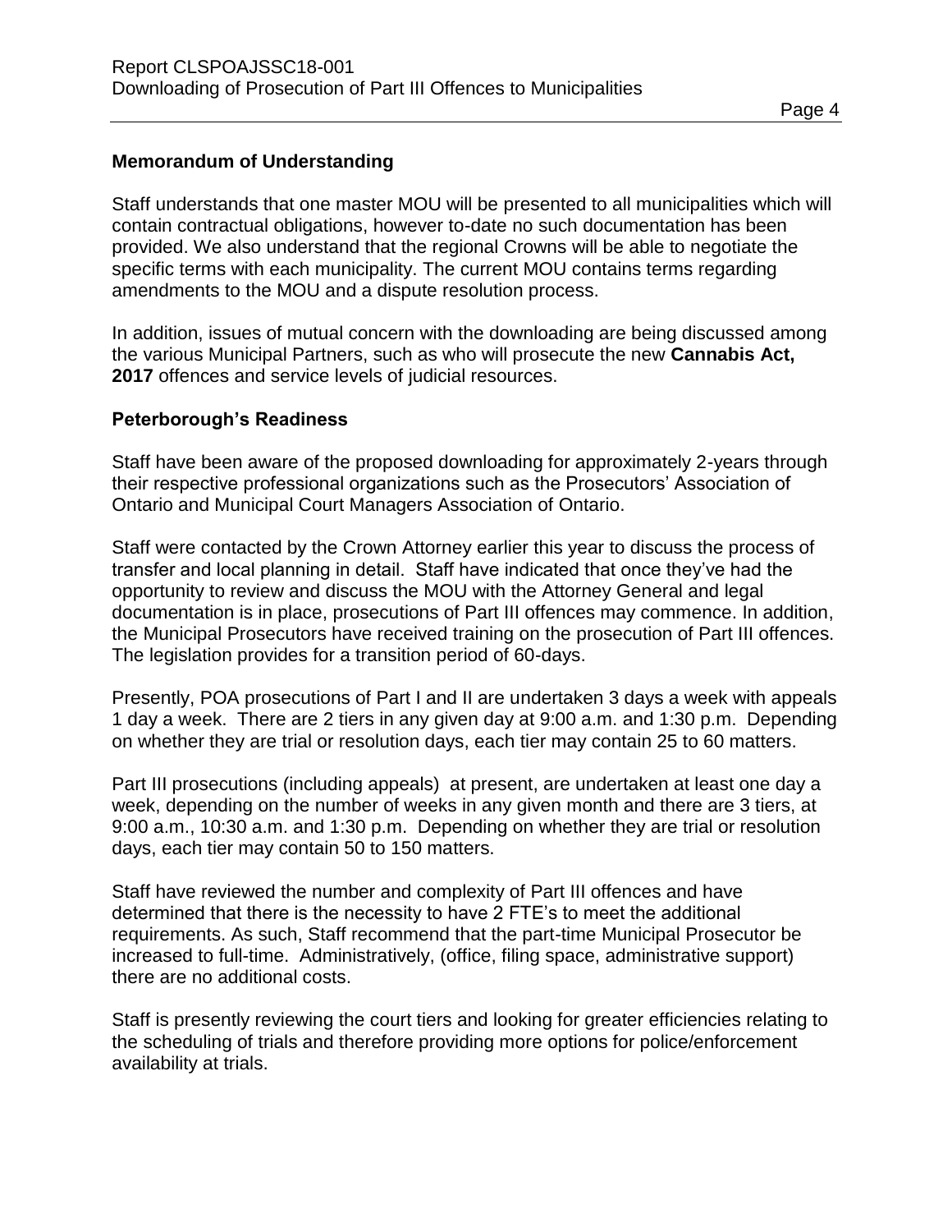## Memorandum of Understanding

Staff understands that one master MOU will be presented to all municipalities which will contain contractual obligations, however to-date no such documentation has been provided. We also understand that the regional Crowns will be able to negotiate the specific terms with each municipality. The current MOU contains terms regarding amendments to the MOU and a dispute resolution process.

In addition, issues of mutual concern with the downloading are being discussed among the various Municipal Partners, such as who will prosecute the new **Cannabis Act, 2017** offences and service levels of judicial resources.

## Peterborough's Readiness

Staff have been aware of the proposed downloading for approximately 2-years through their respective professional organizations such as the Prosecutors' Association of Ontario and Municipal Court Managers Association of Ontario.

Staff were contacted by the Crown Attorney earlier this year to discuss the process of transfer and local planning in detail. Staff have indicated that once they've had the opportunity to review and discuss the MOU with the Attorney General and legal documentation is in place, prosecutions of Part III offences may commence. In addition, the Municipal Prosecutors have received training on the prosecution of Part III offences. The legislation provides for a transition period of 60-days.

Presently, POA prosecutions of Part I and II are undertaken 3 days a week with appeals 1 day a week. There are 2 tiers in any given day at 9:00 a.m. and 1:30 p.m. Depending on whether they are trial or resolution days, each tier may contain 25 to 60 matters.

Part III prosecutions (including appeals) at present, are undertaken at least one day a week, depending on the number of weeks in any given month and there are 3 tiers, at 9:00 a.m., 10:30 a.m. and 1:30 p.m. Depending on whether they are trial or resolution days, each tier may contain 50 to 150 matters.

Staff have reviewed the number and complexity of Part III offences and have determined that there is the necessity to have 2 FTE's to meet the additional requirements. As such, Staff recommend that the part-time Municipal Prosecutor be increased to full-time. Administratively, (office, filing space, administrative support) there are no additional costs.

Staff is presently reviewing the court tiers and looking for greater efficiencies relating to the scheduling of trials and therefore providing more options for police/enforcement availability at trials.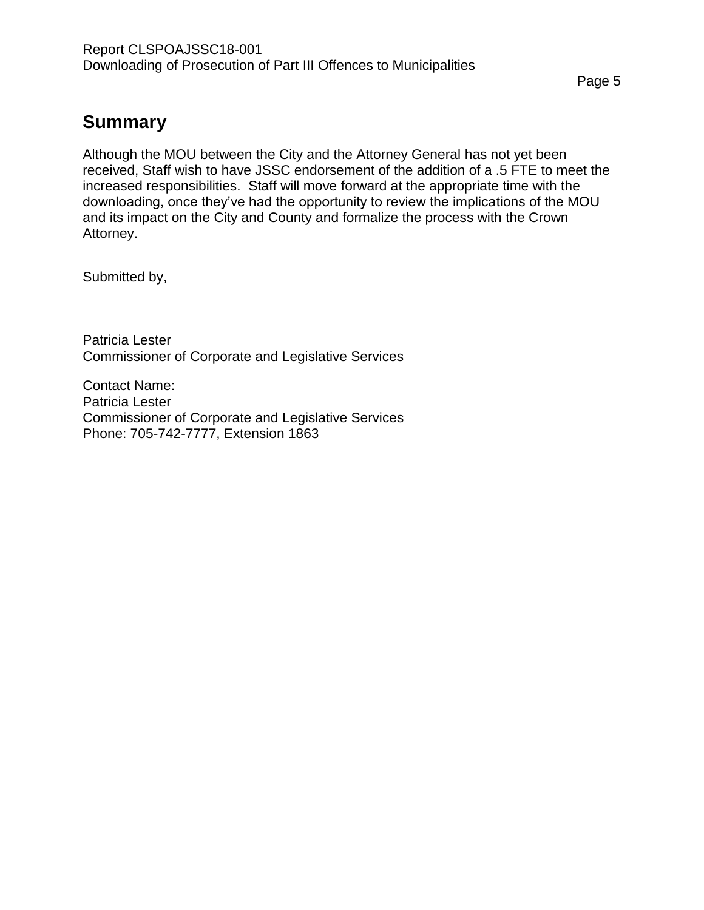## Summary

Although the MOU between the City and the Attorney General has not yet been received, Staff wish to have JSSC endorsement of the addition of a .5 FTE to meet the increased responsibilities. Staff will move forward at the appropriate time with the downloading, once they've had the opportunity to review the implications of the MOU and its impact on the City and County and formalize the process with the Crown Attorney.

Submitted by,

Patricia Lester
Commissioner of Corporate and Legislative Services

Contact Name:
Patricia Lester
Commissioner of Corporate and Legislative Services
Phone: 705-742-7777, Extension 1863